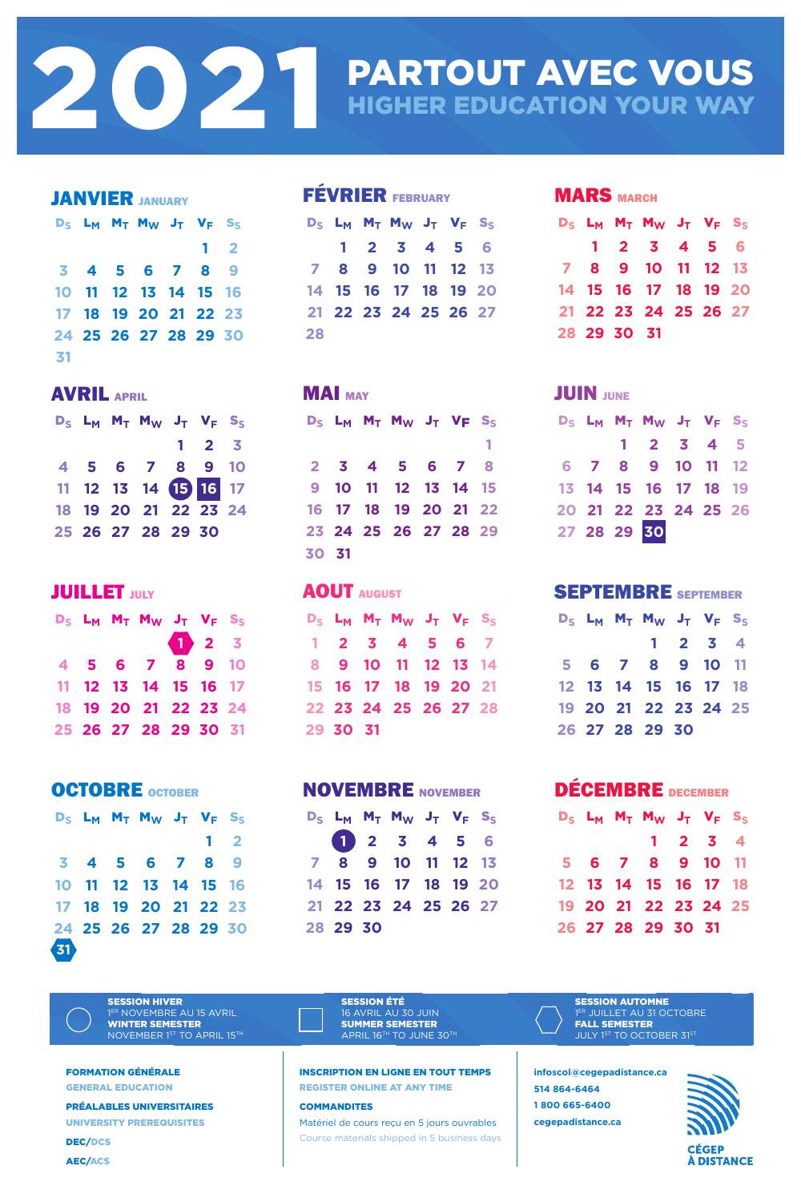# 2021

## PARTOUT AVEC VOUS
## HIGHER EDUCATION YOUR WAY

### JANVIER JANUARY

| DS | LM | MT | MW | JT | VF | SS |
|---|---|---|---|---|---|---|
| | | | | | 1 | 2 |
| 3 | 4 | 5 | 6 | 7 | 8 | 9 |
| 10 | 11 | 12 | 13 | 14 | 15 | 16 |
| 17 | 18 | 19 | 20 | 21 | 22 | 23 |
| 24 | 25 | 26 | 27 | 28 | 29 | 30 |
| 31 | | | | | | |

### FÉVRIER FEBRUARY

| DS | LM | MT | MW | JT | VF | SS |
|---|---|---|---|---|---|---|
| | 1 | 2 | 3 | 4 | 5 | 6 |
| 7 | 8 | 9 | 10 | 11 | 12 | 13 |
| 14 | 15 | 16 | 17 | 18 | 19 | 20 |
| 21 | 22 | 23 | 24 | 25 | 26 | 27 |
| 28 | | | | | | |

### MARS MARCH

| DS | LM | MT | MW | JT | VF | SS |
|---|---|---|---|---|---|---|
| | 1 | 2 | 3 | 4 | 5 | 6 |
| 7 | 8 | 9 | 10 | 11 | 12 | 13 |
| 14 | 15 | 16 | 17 | 18 | 19 | 20 |
| 21 | 22 | 23 | 24 | 25 | 26 | 27 |
| 28 | 29 | 30 | 31 | | | |

### AVRIL APRIL

| DS | LM | MT | MW | JT | VF | SS |
|---|---|---|---|---|---|---|
| | | | | 1 | 2 | 3 |
| 4 | 5 | 6 | 7 | 8 | 9 | 10 |
| 11 | 12 | 13 | 14 | 15 | 16 | 17 |
| 18 | 19 | 20 | 21 | 22 | 23 | 24 |
| 25 | 26 | 27 | 28 | 29 | 30 | |

### MAI MAY

| DS | LM | MT | MW | JT | VF | SS |
|---|---|---|---|---|---|---|
| | | | | | | 1 |
| 2 | 3 | 4 | 5 | 6 | 7 | 8 |
| 9 | 10 | 11 | 12 | 13 | 14 | 15 |
| 16 | 17 | 18 | 19 | 20 | 21 | 22 |
| 23 | 24 | 25 | 26 | 27 | 28 | 29 |
| 30 | 31 | | | | | |

### JUIN JUNE

| DS | LM | MT | MW | JT | VF | SS |
|---|---|---|---|---|---|---|
| | | 1 | 2 | 3 | 4 | 5 |
| 6 | 7 | 8 | 9 | 10 | 11 | 12 |
| 13 | 14 | 15 | 16 | 17 | 18 | 19 |
| 20 | 21 | 22 | 23 | 24 | 25 | 26 |
| 27 | 28 | 29 | 30 | | | |

### JUILLET JULY

| DS | LM | MT | MW | JT | VF | SS |
|---|---|---|---|---|---|---|
| | | | | 1 | 2 | 3 |
| 4 | 5 | 6 | 7 | 8 | 9 | 10 |
| 11 | 12 | 13 | 14 | 15 | 16 | 17 |
| 18 | 19 | 20 | 21 | 22 | 23 | 24 |
| 25 | 26 | 27 | 28 | 29 | 30 | 31 |

### AOUT AUGUST

| DS | LM | MT | MW | JT | VF | SS |
|---|---|---|---|---|---|---|
| 1 | 2 | 3 | 4 | 5 | 6 | 7 |
| 8 | 9 | 10 | 11 | 12 | 13 | 14 |
| 15 | 16 | 17 | 18 | 19 | 20 | 21 |
| 22 | 23 | 24 | 25 | 26 | 27 | 28 |
| 29 | 30 | 31 | | | | |

### SEPTEMBRE SEPTEMBER

| DS | LM | MT | MW | JT | VF | SS |
|---|---|---|---|---|---|---|
| | | | 1 | 2 | 3 | 4 |
| 5 | 6 | 7 | 8 | 9 | 10 | 11 |
| 12 | 13 | 14 | 15 | 16 | 17 | 18 |
| 19 | 20 | 21 | 22 | 23 | 24 | 25 |
| 26 | 27 | 28 | 29 | 30 | | |

### OCTOBRE OCTOBER

| DS | LM | MT | MW | JT | VF | SS |
|---|---|---|---|---|---|---|
| | | | | | 1 | 2 |
| 3 | 4 | 5 | 6 | 7 | 8 | 9 |
| 10 | 11 | 12 | 13 | 14 | 15 | 16 |
| 17 | 18 | 19 | 20 | 21 | 22 | 23 |
| 24 | 25 | 26 | 27 | 28 | 29 | 30 |
| 31 | | | | | | |

### NOVEMBRE NOVEMBER

| DS | LM | MT | MW | JT | VF | SS |
|---|---|---|---|---|---|---|
| | 1 | 2 | 3 | 4 | 5 | 6 |
| 7 | 8 | 9 | 10 | 11 | 12 | 13 |
| 14 | 15 | 16 | 17 | 18 | 19 | 20 |
| 21 | 22 | 23 | 24 | 25 | 26 | 27 |
| 28 | 29 | 30 | | | | |

### DÉCEMBRE DECEMBER

| DS | LM | MT | MW | JT | VF | SS |
|---|---|---|---|---|---|---|
| | | | 1 | 2 | 3 | 4 |
| 5 | 6 | 7 | 8 | 9 | 10 | 11 |
| 12 | 13 | 14 | 15 | 16 | 17 | 18 |
| 19 | 20 | 21 | 22 | 23 | 24 | 25 |
| 26 | 27 | 28 | 29 | 30 | 31 | |

**SESSION HIVER**
1ER NOVEMBRE AU 15 AVRIL
**WINTER SEMESTER**
NOVEMBER 1ST TO APRIL 15TH

**SESSION ÉTÉ**
16 AVRIL AU 30 JUIN
**SUMMER SEMESTER**
APRIL 16TH TO JUNE 30TH

**SESSION AUTOMNE**
1ER JUILLET AU 31 OCTOBRE
**FALL SEMESTER**
JULY 1ST TO OCTOBER 31ST

**FORMATION GÉNÉRALE**
GENERAL EDUCATION

**PRÉALABLES UNIVERSITAIRES**
UNIVERSITY PREREQUISITES

**DEC**/DCS

**AEC**/ACS

**INSCRIPTION EN LIGNE EN TOUT TEMPS**
REGISTER ONLINE AT ANY TIME

**COMMANDITES**
Matériel de cours reçu en 5 jours ouvrables
Course materials shipped in 5 business days

infoscol@cegepadistance.ca
514 864-6464
1 800 665-6400
cegepadistance.ca

CÉGEP À DISTANCE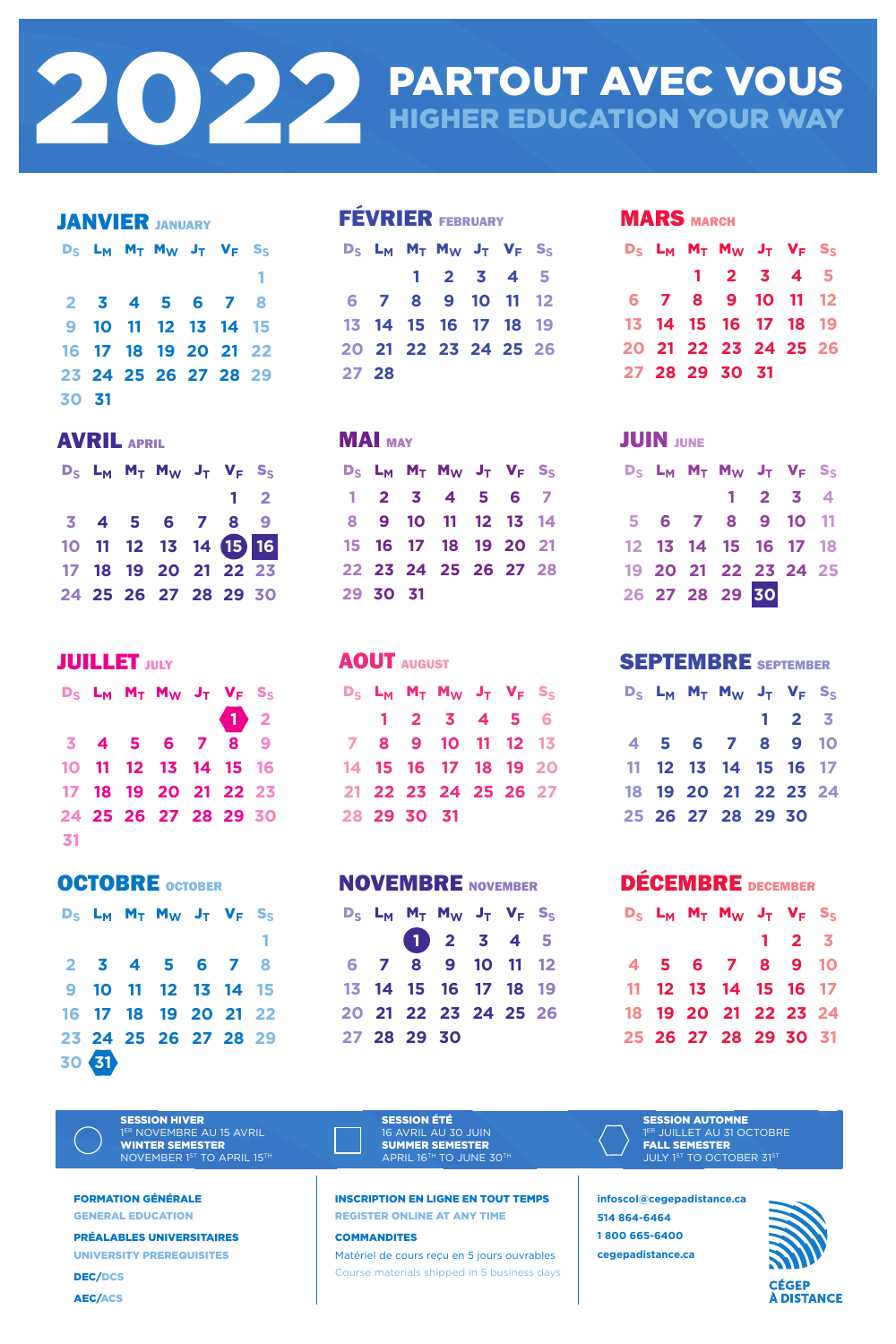# 2022 PARTOUT AVEC VOUS

## HIGHER EDUCATION YOUR WAY

### JANVIER JANUARY

| DS | LM | MT | MW | JT | VF | SS |
|---|---|---|---|---|---|---|
| | | | | | | 1 |
| 2 | 3 | 4 | 5 | 6 | 7 | 8 |
| 9 | 10 | 11 | 12 | 13 | 14 | 15 |
| 16 | 17 | 18 | 19 | 20 | 21 | 22 |
| 23 | 24 | 25 | 26 | 27 | 28 | 29 |
| 30 | 31 | | | | | |

### FÉVRIER FEBRUARY

| DS | LM | MT | MW | JT | VF | SS |
|---|---|---|---|---|---|---|
| | | 1 | 2 | 3 | 4 | 5 |
| 6 | 7 | 8 | 9 | 10 | 11 | 12 |
| 13 | 14 | 15 | 16 | 17 | 18 | 19 |
| 20 | 21 | 22 | 23 | 24 | 25 | 26 |
| 27 | 28 | | | | | |

### MARS MARCH

| DS | LM | MT | MW | JT | VF | SS |
|---|---|---|---|---|---|---|
| | | 1 | 2 | 3 | 4 | 5 |
| 6 | 7 | 8 | 9 | 10 | 11 | 12 |
| 13 | 14 | 15 | 16 | 17 | 18 | 19 |
| 20 | 21 | 22 | 23 | 24 | 25 | 26 |
| 27 | 28 | 29 | 30 | 31 | | |

### AVRIL APRIL

| DS | LM | MT | MW | JT | VF | SS |
|---|---|---|---|---|---|---|
| | | | | | 1 | 2 |
| 3 | 4 | 5 | 6 | 7 | 8 | 9 |
| 10 | 11 | 12 | 13 | 14 | 15 | 16 |
| 17 | 18 | 19 | 20 | 21 | 22 | 23 |
| 24 | 25 | 26 | 27 | 28 | 29 | 30 |

### MAI MAY

| DS | LM | MT | MW | JT | VF | SS |
|---|---|---|---|---|---|---|
| 1 | 2 | 3 | 4 | 5 | 6 | 7 |
| 8 | 9 | 10 | 11 | 12 | 13 | 14 |
| 15 | 16 | 17 | 18 | 19 | 20 | 21 |
| 22 | 23 | 24 | 25 | 26 | 27 | 28 |
| 29 | 30 | 31 | | | | |

### JUIN JUNE

| DS | LM | MT | MW | JT | VF | SS |
|---|---|---|---|---|---|---|
| | | | 1 | 2 | 3 | 4 |
| 5 | 6 | 7 | 8 | 9 | 10 | 11 |
| 12 | 13 | 14 | 15 | 16 | 17 | 18 |
| 19 | 20 | 21 | 22 | 23 | 24 | 25 |
| 26 | 27 | 28 | 29 | 30 | | |

### JUILLET JULY

| DS | LM | MT | MW | JT | VF | SS |
|---|---|---|---|---|---|---|
| | | | | | 1 | 2 |
| 3 | 4 | 5 | 6 | 7 | 8 | 9 |
| 10 | 11 | 12 | 13 | 14 | 15 | 16 |
| 17 | 18 | 19 | 20 | 21 | 22 | 23 |
| 24 | 25 | 26 | 27 | 28 | 29 | 30 |
| 31 | | | | | | |

### AOUT AUGUST

| DS | LM | MT | MW | JT | VF | SS |
|---|---|---|---|---|---|---|
| | 1 | 2 | 3 | 4 | 5 | 6 |
| 7 | 8 | 9 | 10 | 11 | 12 | 13 |
| 14 | 15 | 16 | 17 | 18 | 19 | 20 |
| 21 | 22 | 23 | 24 | 25 | 26 | 27 |
| 28 | 29 | 30 | 31 | | | |

### SEPTEMBRE SEPTEMBER

| DS | LM | MT | MW | JT | VF | SS |
|---|---|---|---|---|---|---|
| | | | | 1 | 2 | 3 |
| 4 | 5 | 6 | 7 | 8 | 9 | 10 |
| 11 | 12 | 13 | 14 | 15 | 16 | 17 |
| 18 | 19 | 20 | 21 | 22 | 23 | 24 |
| 25 | 26 | 27 | 28 | 29 | 30 | |

### OCTOBRE OCTOBER

| DS | LM | MT | MW | JT | VF | SS |
|---|---|---|---|---|---|---|
| | | | | | | 1 |
| 2 | 3 | 4 | 5 | 6 | 7 | 8 |
| 9 | 10 | 11 | 12 | 13 | 14 | 15 |
| 16 | 17 | 18 | 19 | 20 | 21 | 22 |
| 23 | 24 | 25 | 26 | 27 | 28 | 29 |
| 30 | 31 | | | | | |

### NOVEMBRE NOVEMBER

| DS | LM | MT | MW | JT | VF | SS |
|---|---|---|---|---|---|---|
| | | 1 | 2 | 3 | 4 | 5 |
| 6 | 7 | 8 | 9 | 10 | 11 | 12 |
| 13 | 14 | 15 | 16 | 17 | 18 | 19 |
| 20 | 21 | 22 | 23 | 24 | 25 | 26 |
| 27 | 28 | 29 | 30 | | | |

### DÉCEMBRE DECEMBER

| DS | LM | MT | MW | JT | VF | SS |
|---|---|---|---|---|---|---|
| | | | | 1 | 2 | 3 |
| 4 | 5 | 6 | 7 | 8 | 9 | 10 |
| 11 | 12 | 13 | 14 | 15 | 16 | 17 |
| 18 | 19 | 20 | 21 | 22 | 23 | 24 |
| 25 | 26 | 27 | 28 | 29 | 30 | 31 |

**SESSION HIVER**
1ER NOVEMBRE AU 15 AVRIL
**WINTER SEMESTER**
NOVEMBER 1ST TO APRIL 15TH

**SESSION ÉTÉ**
16 AVRIL AU 30 JUIN
**SUMMER SEMESTER**
APRIL 16TH TO JUNE 30TH

**SESSION AUTOMNE**
1ER JUILLET AU 31 OCTOBRE
**FALL SEMESTER**
JULY 1ST TO OCTOBER 31ST

**FORMATION GÉNÉRALE**
GENERAL EDUCATION

**PRÉALABLES UNIVERSITAIRES**
UNIVERSITY PREREQUISITES

**DEC**/DCS

**AEC**/ACS

**INSCRIPTION EN LIGNE EN TOUT TEMPS**
REGISTER ONLINE AT ANY TIME

**COMMANDITES**
Matériel de cours reçu en 5 jours ouvrables
Course materials shipped in 5 business days

infoscol@cegepadistance.ca
514 864-6464
1 800 665-6400
cegepadistance.ca

CÉGEP À DISTANCE